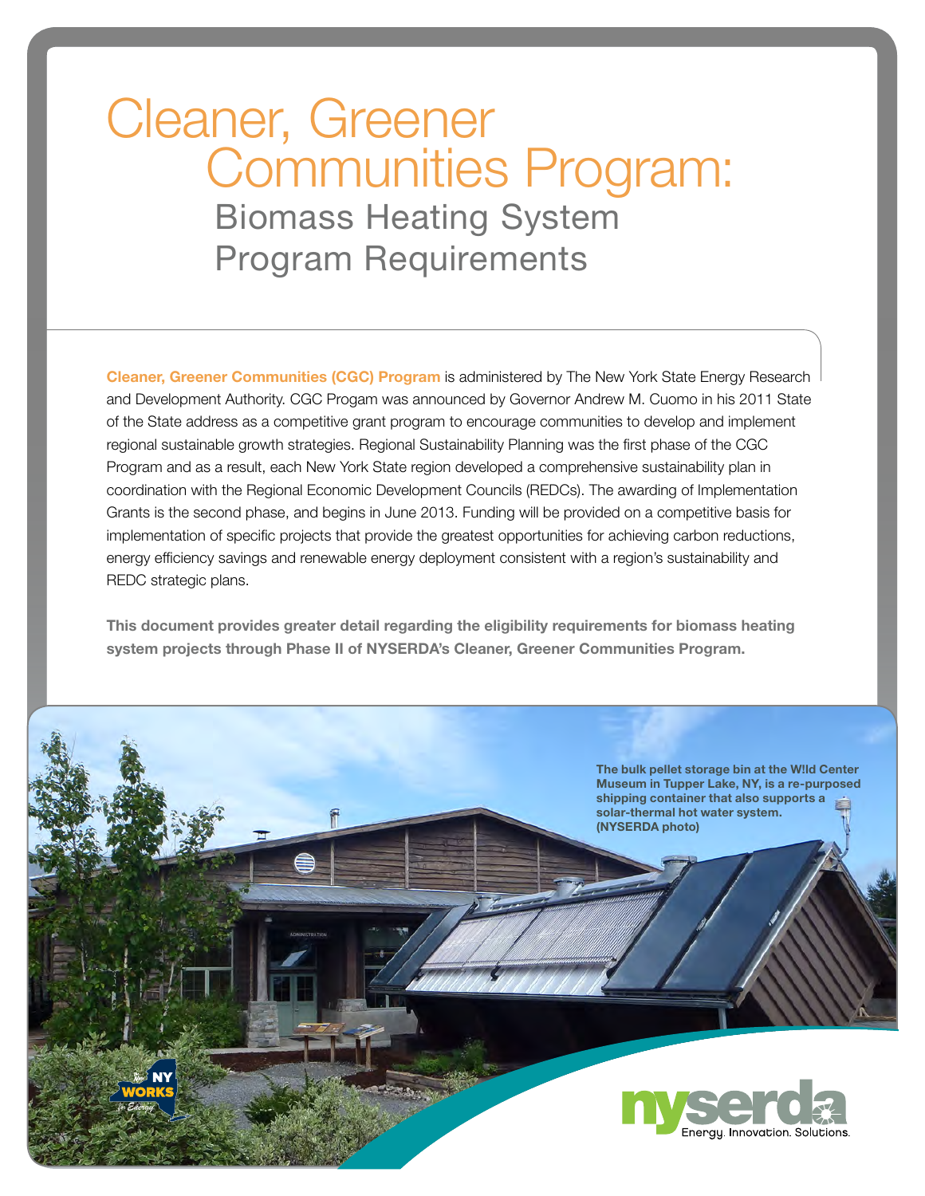# Cleaner, Greener Communities Program:

## Biomass Heating System Program Requirements

**Cleaner, Greener Communities (CGC) Program** is administered by The New York State Energy Research and Development Authority. CGC Progam was announced by Governor Andrew M. Cuomo in his 2011 State of the State address as a competitive grant program to encourage communities to develop and implement regional sustainable growth strategies. Regional Sustainability Planning was the first phase of the CGC Program and as a result, each New York State region developed a comprehensive sustainability plan in coordination with the Regional Economic Development Councils (REDCs). The awarding of Implementation Grants is the second phase, and begins in June 2013. Funding will be provided on a competitive basis for implementation of specific projects that provide the greatest opportunities for achieving carbon reductions, energy efficiency savings and renewable energy deployment consistent with a region's sustainability and REDC strategic plans.

**This document provides greater detail regarding the eligibility requirements for biomass heating system projects through Phase II of NYSERDA's Cleaner, Greener Communities Program.**

**The bulk pellet storage bin at the W!ld Center Museum in Tupper Lake, NY, is a re-purposed shipping container that also supports a solar-thermal hot water system. (NYSERDA photo)**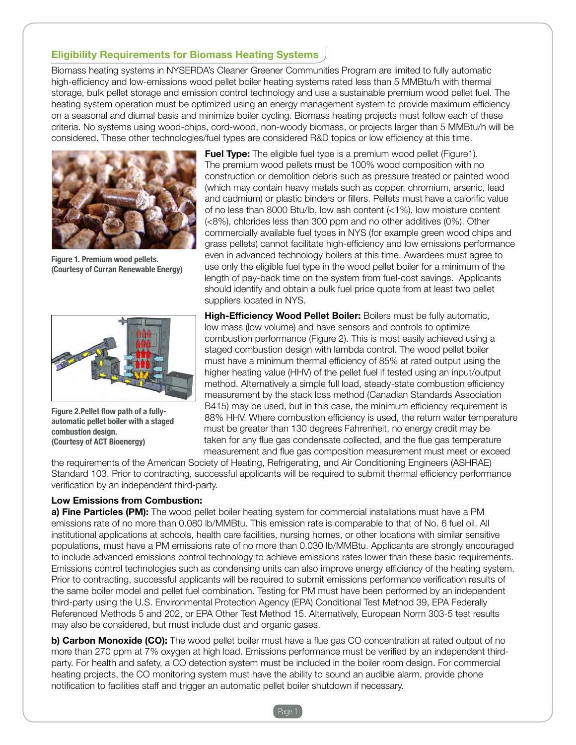## Eligibility Requirements for Biomass Heating Systems

Biomass heating systems in NYSERDA's Cleaner Greener Communities Program are limited to fully automatic high-efficiency and low-emissions wood pellet boiler heating systems rated less than 5 MMBtu/h with thermal storage, bulk pellet storage and emission control technology and use a sustainable premium wood pellet fuel. The heating system operation must be optimized using an energy management system to provide maximum efficiency on a seasonal and diurnal basis and minimize boiler cycling. Biomass heating projects must follow each of these criteria. No systems using wood-chips, cord-wood, non-woody biomass, or projects larger than 5 MMBtu/h will be considered. These other technologies/fuel types are considered R&D topics or low efficiency at this time.

**Figure 1. Premium wood pellets. (Courtesy of Curran Renewable Energy)**

**Fuel Type:** The eligible fuel type is a premium wood pellet (Figure1). The premium wood pellets must be 100% wood composition with no construction or demolition debris such as pressure treated or painted wood (which may contain heavy metals such as copper, chromium, arsenic, lead and cadmium) or plastic binders or fillers. Pellets must have a calorific value of no less than 8000 Btu/lb, low ash content (<1%), low moisture content (<8%), chlorides less than 300 ppm and no other additives (0%). Other commercially available fuel types in NYS (for example green wood chips and grass pellets) cannot facilitate high-efficiency and low emissions performance even in advanced technology boilers at this time. Awardees must agree to use only the eligible fuel type in the wood pellet boiler for a minimum of the length of pay-back time on the system from fuel-cost savings. Applicants should identify and obtain a bulk fuel price quote from at least two pellet suppliers located in NYS.

**Figure 2.Pellet flow path of a fully-automatic pellet boiler with a staged combustion design. (Courtesy of ACT Bioenergy)**

**High-Efficiency Wood Pellet Boiler:** Boilers must be fully automatic, low mass (low volume) and have sensors and controls to optimize combustion performance (Figure 2). This is most easily achieved using a staged combustion design with lambda control. The wood pellet boiler must have a minimum thermal efficiency of 85% at rated output using the higher heating value (HHV) of the pellet fuel if tested using an input/output method. Alternatively a simple full load, steady-state combustion efficiency measurement by the stack loss method (Canadian Standards Association B415) may be used, but in this case, the minimum efficiency requirement is 88% HHV. Where combustion efficiency is used, the return water temperature must be greater than 130 degrees Fahrenheit, no energy credit may be taken for any flue gas condensate collected, and the flue gas temperature measurement and flue gas composition measurement must meet or exceed the requirements of the American Society of Heating, Refrigerating, and Air Conditioning Engineers (ASHRAE) Standard 103. Prior to contracting, successful applicants will be required to submit thermal efficiency performance verification by an independent third-party.

**Low Emissions from Combustion:**

**a) Fine Particles (PM):** The wood pellet boiler heating system for commercial installations must have a PM emissions rate of no more than 0.080 lb/MMBtu. This emission rate is comparable to that of No. 6 fuel oil. All institutional applications at schools, health care facilities, nursing homes, or other locations with similar sensitive populations, must have a PM emissions rate of no more than 0.030 lb/MMBtu. Applicants are strongly encouraged to include advanced emissions control technology to achieve emissions rates lower than these basic requirements. Emissions control technologies such as condensing units can also improve energy efficiency of the heating system. Prior to contracting, successful applicants will be required to submit emissions performance verification results of the same boiler model and pellet fuel combination. Testing for PM must have been performed by an independent third-party using the U.S. Environmental Protection Agency (EPA) Conditional Test Method 39, EPA Federally Referenced Methods 5 and 202, or EPA Other Test Method 15. Alternatively, European Norm 303-5 test results may also be considered, but must include dust and organic gases.

**b) Carbon Monoxide (CO):** The wood pellet boiler must have a flue gas CO concentration at rated output of no more than 270 ppm at 7% oxygen at high load. Emissions performance must be verified by an independent third-party. For health and safety, a CO detection system must be included in the boiler room design. For commercial heating projects, the CO monitoring system must have the ability to sound an audible alarm, provide phone notification to facilities staff and trigger an automatic pellet boiler shutdown if necessary.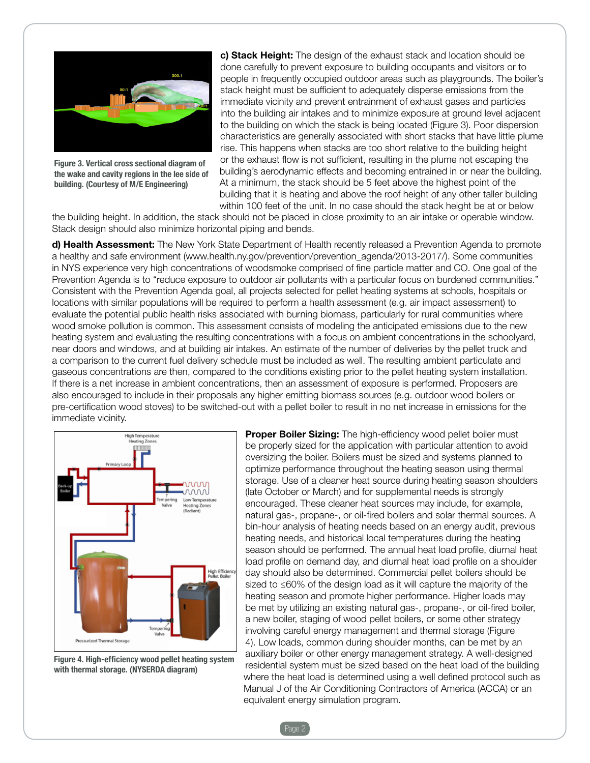**c) Stack Height:** The design of the exhaust stack and location should be done carefully to prevent exposure to building occupants and visitors or to people in frequently occupied outdoor areas such as playgrounds. The boiler's stack height must be sufficient to adequately disperse emissions from the immediate vicinity and prevent entrainment of exhaust gases and particles into the building air intakes and to minimize exposure at ground level adjacent to the building on which the stack is being located (Figure 3). Poor dispersion characteristics are generally associated with short stacks that have little plume rise. This happens when stacks are too short relative to the building height or the exhaust flow is not sufficient, resulting in the plume not escaping the building's aerodynamic effects and becoming entrained in or near the building. At a minimum, the stack should be 5 feet above the highest point of the building that it is heating and above the roof height of any other taller building within 100 feet of the unit. In no case should the stack height be at or below the building height. In addition, the stack should not be placed in close proximity to an air intake or operable window. Stack design should also minimize horizontal piping and bends.

**Figure 3. Vertical cross sectional diagram of the wake and cavity regions in the lee side of building. (Courtesy of M/E Engineering)**

**d) Health Assessment:** The New York State Department of Health recently released a Prevention Agenda to promote a healthy and safe environment (www.health.ny.gov/prevention/prevention_agenda/2013-2017/). Some communities in NYS experience very high concentrations of woodsmoke comprised of fine particle matter and CO. One goal of the Prevention Agenda is to "reduce exposure to outdoor air pollutants with a particular focus on burdened communities." Consistent with the Prevention Agenda goal, all projects selected for pellet heating systems at schools, hospitals or locations with similar populations will be required to perform a health assessment (e.g. air impact assessment) to evaluate the potential public health risks associated with burning biomass, particularly for rural communities where wood smoke pollution is common. This assessment consists of modeling the anticipated emissions due to the new heating system and evaluating the resulting concentrations with a focus on ambient concentrations in the schoolyard, near doors and windows, and at building air intakes. An estimate of the number of deliveries by the pellet truck and a comparison to the current fuel delivery schedule must be included as well. The resulting ambient particulate and gaseous concentrations are then, compared to the conditions existing prior to the pellet heating system installation. If there is a net increase in ambient concentrations, then an assessment of exposure is performed. Proposers are also encouraged to include in their proposals any higher emitting biomass sources (e.g. outdoor wood boilers or pre-certification wood stoves) to be switched-out with a pellet boiler to result in no net increase in emissions for the immediate vicinity.

**Proper Boiler Sizing:** The high-efficiency wood pellet boiler must be properly sized for the application with particular attention to avoid oversizing the boiler. Boilers must be sized and systems planned to optimize performance throughout the heating season using thermal storage. Use of a cleaner heat source during heating season shoulders (late October or March) and for supplemental needs is strongly encouraged. These cleaner heat sources may include, for example, natural gas-, propane-, or oil-fired boilers and solar thermal sources. A bin-hour analysis of heating needs based on an energy audit, previous heating needs, and historical local temperatures during the heating season should be performed. The annual heat load profile, diurnal heat load profile on demand day, and diurnal heat load profile on a shoulder day should also be determined. Commercial pellet boilers should be sized to ≤60% of the design load as it will capture the majority of the heating season and promote higher performance. Higher loads may be met by utilizing an existing natural gas-, propane-, or oil-fired boiler, a new boiler, staging of wood pellet boilers, or some other strategy involving careful energy management and thermal storage (Figure 4). Low loads, common during shoulder months, can be met by an auxiliary boiler or other energy management strategy. A well-designed residential system must be sized based on the heat load of the building where the heat load is determined using a well defined protocol such as Manual J of the Air Conditioning Contractors of America (ACCA) or an equivalent energy simulation program.

**Figure 4. High-efficiency wood pellet heating system with thermal storage. (NYSERDA diagram)**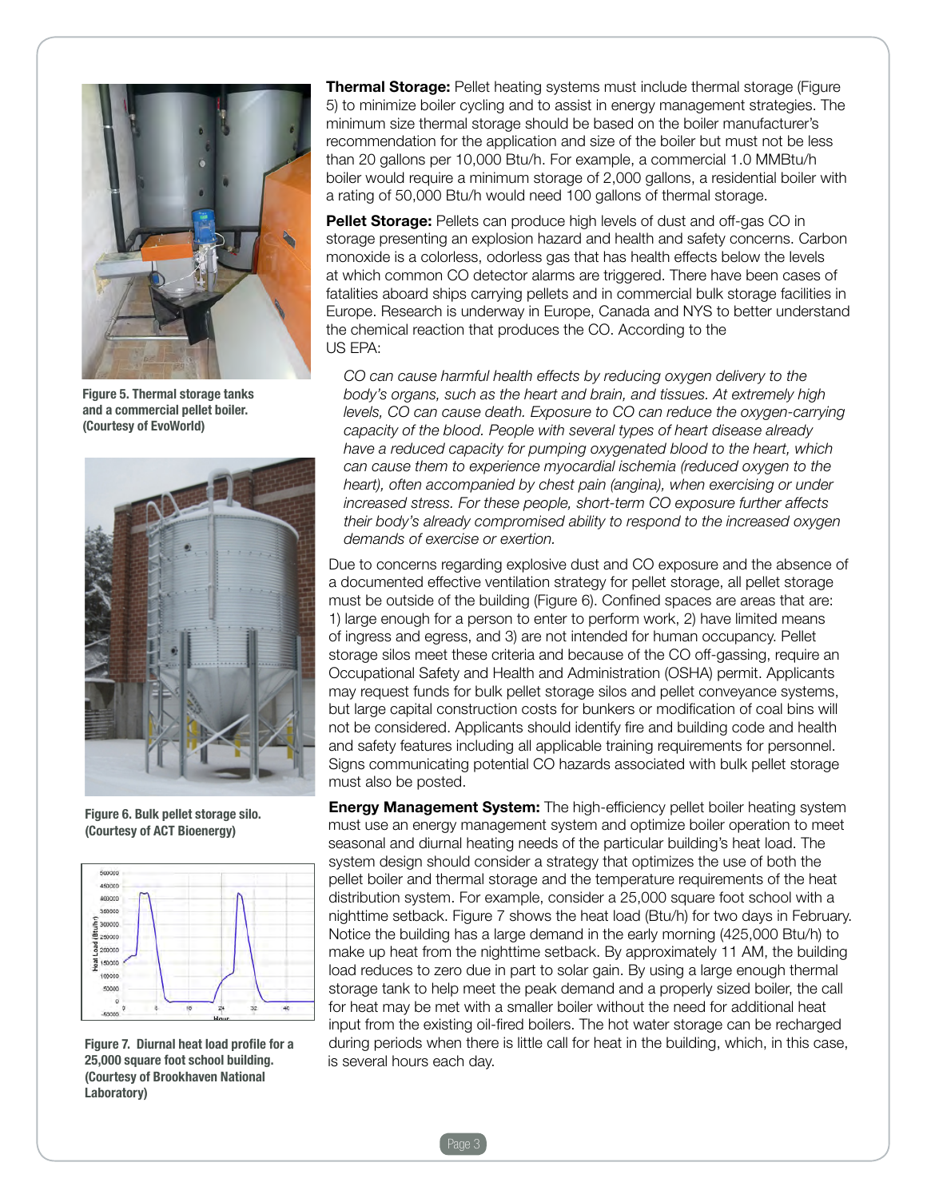Figure 5. Thermal storage tanks and a commercial pellet boiler. (Courtesy of EvoWorld)

Figure 6. Bulk pellet storage silo. (Courtesy of ACT Bioenergy)

Figure 7. Diurnal heat load profile for a 25,000 square foot school building. (Courtesy of Brookhaven National Laboratory)

**Thermal Storage:** Pellet heating systems must include thermal storage (Figure 5) to minimize boiler cycling and to assist in energy management strategies. The minimum size thermal storage should be based on the boiler manufacturer's recommendation for the application and size of the boiler but must not be less than 20 gallons per 10,000 Btu/h. For example, a commercial 1.0 MMBtu/h boiler would require a minimum storage of 2,000 gallons, a residential boiler with a rating of 50,000 Btu/h would need 100 gallons of thermal storage.

**Pellet Storage:** Pellets can produce high levels of dust and off-gas CO in storage presenting an explosion hazard and health and safety concerns. Carbon monoxide is a colorless, odorless gas that has health effects below the levels at which common CO detector alarms are triggered. There have been cases of fatalities aboard ships carrying pellets and in commercial bulk storage facilities in Europe. Research is underway in Europe, Canada and NYS to better understand the chemical reaction that produces the CO. According to the US EPA:

> *CO can cause harmful health effects by reducing oxygen delivery to the body's organs, such as the heart and brain, and tissues. At extremely high levels, CO can cause death. Exposure to CO can reduce the oxygen-carrying capacity of the blood. People with several types of heart disease already have a reduced capacity for pumping oxygenated blood to the heart, which can cause them to experience myocardial ischemia (reduced oxygen to the heart), often accompanied by chest pain (angina), when exercising or under increased stress. For these people, short-term CO exposure further affects their body's already compromised ability to respond to the increased oxygen demands of exercise or exertion.*

Due to concerns regarding explosive dust and CO exposure and the absence of a documented effective ventilation strategy for pellet storage, all pellet storage must be outside of the building (Figure 6). Confined spaces are areas that are: 1) large enough for a person to enter to perform work, 2) have limited means of ingress and egress, and 3) are not intended for human occupancy. Pellet storage silos meet these criteria and because of the CO off-gassing, require an Occupational Safety and Health and Administration (OSHA) permit. Applicants may request funds for bulk pellet storage silos and pellet conveyance systems, but large capital construction costs for bunkers or modification of coal bins will not be considered. Applicants should identify fire and building code and health and safety features including all applicable training requirements for personnel. Signs communicating potential CO hazards associated with bulk pellet storage must also be posted.

**Energy Management System:** The high-efficiency pellet boiler heating system must use an energy management system and optimize boiler operation to meet seasonal and diurnal heating needs of the particular building's heat load. The system design should consider a strategy that optimizes the use of both the pellet boiler and thermal storage and the temperature requirements of the heat distribution system. For example, consider a 25,000 square foot school with a nighttime setback. Figure 7 shows the heat load (Btu/h) for two days in February. Notice the building has a large demand in the early morning (425,000 Btu/h) to make up heat from the nighttime setback. By approximately 11 AM, the building load reduces to zero due in part to solar gain. By using a large enough thermal storage tank to help meet the peak demand and a properly sized boiler, the call for heat may be met with a smaller boiler without the need for additional heat input from the existing oil-fired boilers. The hot water storage can be recharged during periods when there is little call for heat in the building, which, in this case, is several hours each day.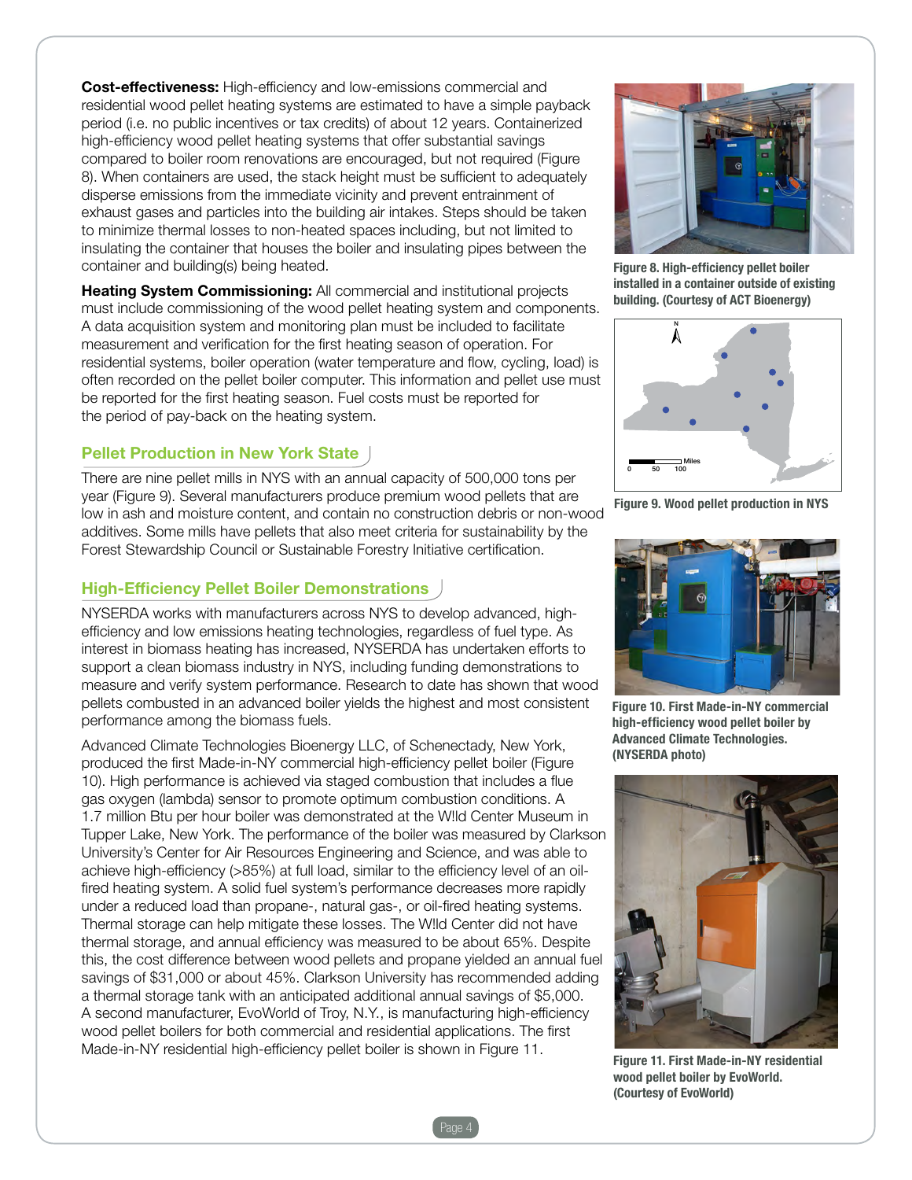**Cost-effectiveness:** High-efficiency and low-emissions commercial and residential wood pellet heating systems are estimated to have a simple payback period (i.e. no public incentives or tax credits) of about 12 years. Containerized high-efficiency wood pellet heating systems that offer substantial savings compared to boiler room renovations are encouraged, but not required (Figure 8). When containers are used, the stack height must be sufficient to adequately disperse emissions from the immediate vicinity and prevent entrainment of exhaust gases and particles into the building air intakes. Steps should be taken to minimize thermal losses to non-heated spaces including, but not limited to insulating the container that houses the boiler and insulating pipes between the container and building(s) being heated.

**Heating System Commissioning:** All commercial and institutional projects must include commissioning of the wood pellet heating system and components. A data acquisition system and monitoring plan must be included to facilitate measurement and verification for the first heating season of operation. For residential systems, boiler operation (water temperature and flow, cycling, load) is often recorded on the pellet boiler computer. This information and pellet use must be reported for the first heating season. Fuel costs must be reported for the period of pay-back on the heating system.

Figure 8. High-efficiency pellet boiler installed in a container outside of existing building. (Courtesy of ACT Bioenergy)

## Pellet Production in New York State

There are nine pellet mills in NYS with an annual capacity of 500,000 tons per year (Figure 9). Several manufacturers produce premium wood pellets that are low in ash and moisture content, and contain no construction debris or non-wood additives. Some mills have pellets that also meet criteria for sustainability by the Forest Stewardship Council or Sustainable Forestry Initiative certification.

Figure 9. Wood pellet production in NYS

## High-Efficiency Pellet Boiler Demonstrations

NYSERDA works with manufacturers across NYS to develop advanced, high-efficiency and low emissions heating technologies, regardless of fuel type. As interest in biomass heating has increased, NYSERDA has undertaken efforts to support a clean biomass industry in NYS, including funding demonstrations to measure and verify system performance. Research to date has shown that wood pellets combusted in an advanced boiler yields the highest and most consistent performance among the biomass fuels.

Advanced Climate Technologies Bioenergy LLC, of Schenectady, New York, produced the first Made-in-NY commercial high-efficiency pellet boiler (Figure 10). High performance is achieved via staged combustion that includes a flue gas oxygen (lambda) sensor to promote optimum combustion conditions. A 1.7 million Btu per hour boiler was demonstrated at the W!ld Center Museum in Tupper Lake, New York. The performance of the boiler was measured by Clarkson University's Center for Air Resources Engineering and Science, and was able to achieve high-efficiency (>85%) at full load, similar to the efficiency level of an oil-fired heating system. A solid fuel system's performance decreases more rapidly under a reduced load than propane-, natural gas-, or oil-fired heating systems. Thermal storage can help mitigate these losses. The W!ld Center did not have thermal storage, and annual efficiency was measured to be about 65%. Despite this, the cost difference between wood pellets and propane yielded an annual fuel savings of $31,000 or about 45%. Clarkson University has recommended adding a thermal storage tank with an anticipated additional annual savings of $5,000. A second manufacturer, EvoWorld of Troy, N.Y., is manufacturing high-efficiency wood pellet boilers for both commercial and residential applications. The first Made-in-NY residential high-efficiency pellet boiler is shown in Figure 11.

Figure 10. First Made-in-NY commercial high-efficiency wood pellet boiler by Advanced Climate Technologies. (NYSERDA photo)

Figure 11. First Made-in-NY residential wood pellet boiler by EvoWorld. (Courtesy of EvoWorld)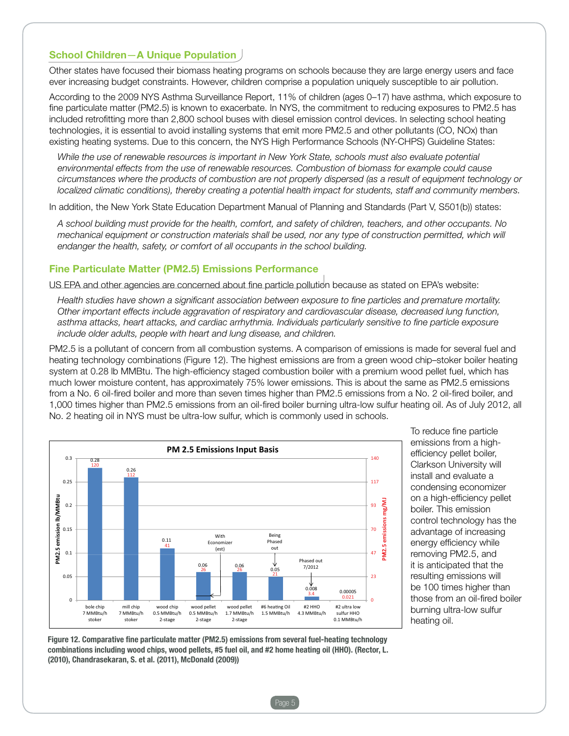## School Children—A Unique Population

Other states have focused their biomass heating programs on schools because they are large energy users and face ever increasing budget constraints. However, children comprise a population uniquely susceptible to air pollution.

According to the 2009 NYS Asthma Surveillance Report, 11% of children (ages 0–17) have asthma, which exposure to fine particulate matter (PM2.5) is known to exacerbate. In NYS, the commitment to reducing exposures to PM2.5 has included retrofitting more than 2,800 school buses with diesel emission control devices. In selecting school heating technologies, it is essential to avoid installing systems that emit more PM2.5 and other pollutants (CO, NOx) than existing heating systems. Due to this concern, the NYS High Performance Schools (NY-CHPS) Guideline States:

> *While the use of renewable resources is important in New York State, schools must also evaluate potential environmental effects from the use of renewable resources. Combustion of biomass for example could cause circumstances where the products of combustion are not properly dispersed (as a result of equipment technology or localized climatic conditions), thereby creating a potential health impact for students, staff and community members.*

In addition, the New York State Education Department Manual of Planning and Standards (Part V, S501(b)) states:

> *A school building must provide for the health, comfort, and safety of children, teachers, and other occupants. No mechanical equipment or construction materials shall be used, nor any type of construction permitted, which will endanger the health, safety, or comfort of all occupants in the school building.*

## Fine Particulate Matter (PM2.5) Emissions Performance

US EPA and other agencies are concerned about fine particle pollution because as stated on EPA's website:

> *Health studies have shown a significant association between exposure to fine particles and premature mortality. Other important effects include aggravation of respiratory and cardiovascular disease, decreased lung function, asthma attacks, heart attacks, and cardiac arrhythmia. Individuals particularly sensitive to fine particle exposure include older adults, people with heart and lung disease, and children.*

PM2.5 is a pollutant of concern from all combustion systems. A comparison of emissions is made for several fuel and heating technology combinations (Figure 12). The highest emissions are from a green wood chip–stoker boiler heating system at 0.28 lb MMBtu. The high-efficiency staged combustion boiler with a premium wood pellet fuel, which has much lower moisture content, has approximately 75% lower emissions. This is about the same as PM2.5 emissions from a No. 6 oil-fired boiler and more than seven times higher than PM2.5 emissions from a No. 2 oil-fired boiler, and 1,000 times higher than PM2.5 emissions from an oil-fired boiler burning ultra-low sulfur heating oil. As of July 2012, all No. 2 heating oil in NYS must be ultra-low sulfur, which is commonly used in schools.

**PM 2.5 Emissions Input Basis**

| Fuel / technology | PM2.5 emission lb/MMBtu | PM2.5 emissions mg/MJ | Note |
|---|---|---|---|
| bole chip 7 MMBtu/h stoker | 0.28 | 120 | |
| mill chip 7 MMBtu/h stoker | 0.26 | 112 | |
| wood chip 0.5 MMBtu/h 2-stage | 0.11 | 41 | |
| wood pellet 0.5 MMBtu/h 2-stage | 0.06 | 26 | With Economizer (est) |
| wood pellet 1.7 MMBtu/h 2-stage | 0.06 | 26 | |
| #6 heating Oil 1.5 MMBtu/h | 0.05 | 21 | Being Phased out |
| #2 HHO 4.3 MMBtu/h | 0.008 | 3.4 | Phased out 7/2012 |
| #2 ultra low sulfur HHO 0.1 MMBtu/h | 0.00005 | 0.021 | |

**Figure 12. Comparative fine particulate matter (PM2.5) emissions from several fuel-heating technology combinations including wood chips, wood pellets, #5 fuel oil, and #2 home heating oil (HHO). (Rector, L. (2010), Chandrasekaran, S. et al. (2011), McDonald (2009))**

To reduce fine particle emissions from a high-efficiency pellet boiler, Clarkson University will install and evaluate a condensing economizer on a high-efficiency pellet boiler. This emission control technology has the advantage of increasing energy efficiency while removing PM2.5, and it is anticipated that the resulting emissions will be 100 times higher than those from an oil-fired boiler burning ultra-low sulfur heating oil.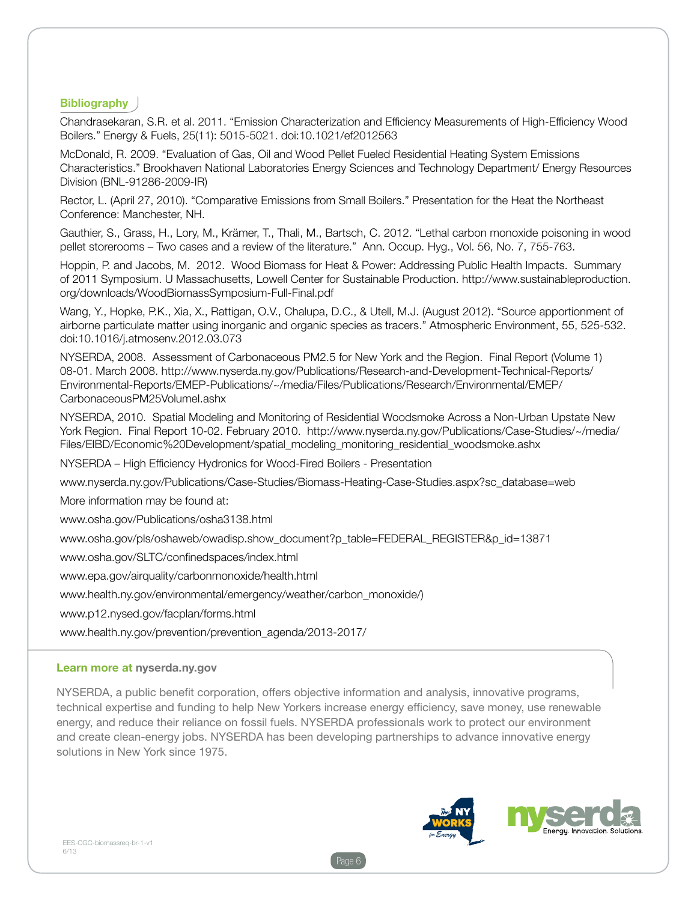## Bibliography

Chandrasekaran, S.R. et al. 2011. "Emission Characterization and Efficiency Measurements of High-Efficiency Wood Boilers." Energy & Fuels, 25(11): 5015-5021. doi:10.1021/ef2012563

McDonald, R. 2009. "Evaluation of Gas, Oil and Wood Pellet Fueled Residential Heating System Emissions Characteristics." Brookhaven National Laboratories Energy Sciences and Technology Department/ Energy Resources Division (BNL-91286-2009-IR)

Rector, L. (April 27, 2010). "Comparative Emissions from Small Boilers." Presentation for the Heat the Northeast Conference: Manchester, NH.

Gauthier, S., Grass, H., Lory, M., Krämer, T., Thali, M., Bartsch, C. 2012. "Lethal carbon monoxide poisoning in wood pellet storerooms – Two cases and a review of the literature." Ann. Occup. Hyg., Vol. 56, No. 7, 755-763.

Hoppin, P. and Jacobs, M. 2012. Wood Biomass for Heat & Power: Addressing Public Health Impacts. Summary of 2011 Symposium. U Massachusetts, Lowell Center for Sustainable Production. http://www.sustainableproduction.org/downloads/WoodBiomassSymposium-Full-Final.pdf

Wang, Y., Hopke, P.K., Xia, X., Rattigan, O.V., Chalupa, D.C., & Utell, M.J. (August 2012). "Source apportionment of airborne particulate matter using inorganic and organic species as tracers." Atmospheric Environment, 55, 525-532. doi:10.1016/j.atmosenv.2012.03.073

NYSERDA, 2008. Assessment of Carbonaceous PM2.5 for New York and the Region. Final Report (Volume 1) 08-01. March 2008. http://www.nyserda.ny.gov/Publications/Research-and-Development-Technical-Reports/Environmental-Reports/EMEP-Publications/~/media/Files/Publications/Research/Environmental/EMEP/CarbonaceousPM25VolumeI.ashx

NYSERDA, 2010. Spatial Modeling and Monitoring of Residential Woodsmoke Across a Non-Urban Upstate New York Region. Final Report 10-02. February 2010. http://www.nyserda.ny.gov/Publications/Case-Studies/~/media/Files/EIBD/Economic%20Development/spatial_modeling_monitoring_residential_woodsmoke.ashx

NYSERDA – High Efficiency Hydronics for Wood-Fired Boilers - Presentation

www.nyserda.ny.gov/Publications/Case-Studies/Biomass-Heating-Case-Studies.aspx?sc_database=web

More information may be found at:

www.osha.gov/Publications/osha3138.html

www.osha.gov/pls/oshaweb/owadisp.show_document?p_table=FEDERAL_REGISTER&p_id=13871

www.osha.gov/SLTC/confinedspaces/index.html

www.epa.gov/airquality/carbonmonoxide/health.html

www.health.ny.gov/environmental/emergency/weather/carbon_monoxide/)

www.p12.nysed.gov/facplan/forms.html

www.health.ny.gov/prevention/prevention_agenda/2013-2017/

**Learn more at nyserda.ny.gov**

NYSERDA, a public benefit corporation, offers objective information and analysis, innovative programs, technical expertise and funding to help New Yorkers increase energy efficiency, save money, use renewable energy, and reduce their reliance on fossil fuels. NYSERDA professionals work to protect our environment and create clean-energy jobs. NYSERDA has been developing partnerships to advance innovative energy solutions in New York since 1975.

EES-CGC-biomassreq-br-1-v1
6/13